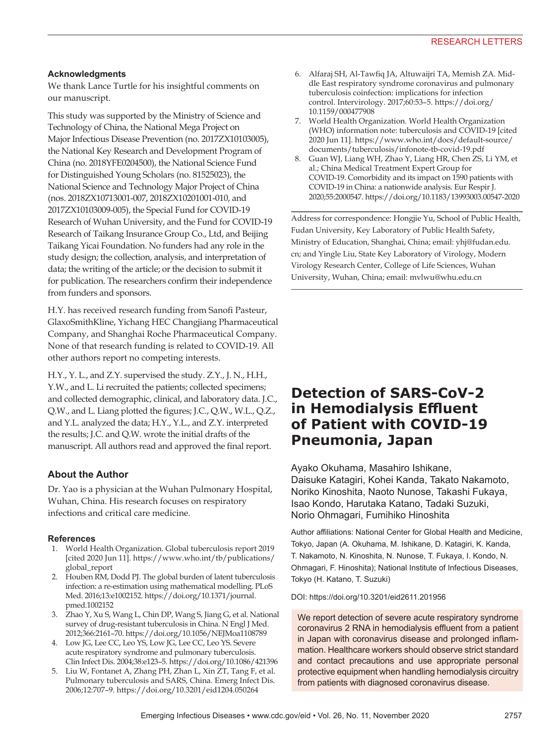## Acknowledgments

We thank Lance Turtle for his insightful comments on our manuscript.

This study was supported by the Ministry of Science and Technology of China, the National Mega Project on Major Infectious Disease Prevention (no. 2017ZX10103005), the National Key Research and Development Program of China (no. 2018YFE0204500), the National Science Fund for Distinguished Young Scholars (no. 81525023), the National Science and Technology Major Project of China (nos. 2018ZX10713001-007, 2018ZX10201001-010, and 2017ZX10103009-005), the Special Fund for COVID-19 Research of Wuhan University, and the Fund for COVID-19 Research of Taikang Insurance Group Co., Ltd, and Beijing Taikang Yicai Foundation. No funders had any role in the study design; the collection, analysis, and interpretation of data; the writing of the article; or the decision to submit it for publication. The researchers confirm their independence from funders and sponsors.

H.Y. has received research funding from Sanofi Pasteur, GlaxoSmithKline, Yichang HEC Changjiang Pharmaceutical Company, and Shanghai Roche Pharmaceutical Company. None of that research funding is related to COVID-19. All other authors report no competing interests.

H.Y., Y. L., and Z.Y. supervised the study. Z.Y., J. N., H.H., Y.W., and L. Li recruited the patients; collected specimens; and collected demographic, clinical, and laboratory data. J.C., Q.W., and L. Liang plotted the figures; J.C., Q.W., W.L., Q.Z., and Y.L. analyzed the data; H.Y., Y.L., and Z.Y. interpreted the results; J.C. and Q.W. wrote the initial drafts of the manuscript. All authors read and approved the final report.

## About the Author

Dr. Yao is a physician at the Wuhan Pulmonary Hospital, Wuhan, China. His research focuses on respiratory infections and critical care medicine.

## References

1. World Health Organization. Global tuberculosis report 2019 [cited 2020 Jun 11]. https://www.who.int/tb/publications/global_report
2. Houben RM, Dodd PJ. The global burden of latent tuberculosis infection: a re-estimation using mathematical modelling. PLoS Med. 2016;13:e1002152. https://doi.org/10.1371/journal.pmed.1002152
3. Zhao Y, Xu S, Wang L, Chin DP, Wang S, Jiang G, et al. National survey of drug-resistant tuberculosis in China. N Engl J Med. 2012;366:2161–70. https://doi.org/10.1056/NEJMoa1108789
4. Low JG, Lee CC, Leo YS, Low JG, Lee CC, Leo YS. Severe acute respiratory syndrome and pulmonary tuberculosis. Clin Infect Dis. 2004;38:e123–5. https://doi.org/10.1086/421396
5. Liu W, Fontanet A, Zhang PH, Zhan L, Xin ZT, Tang F, et al. Pulmonary tuberculosis and SARS, China. Emerg Infect Dis. 2006;12:707–9. https://doi.org/10.3201/eid1204.050264
6. Alfaraj SH, Al-Tawfiq JA, Altuwaijri TA, Memish ZA. Middle East respiratory syndrome coronavirus and pulmonary tuberculosis coinfection: implications for infection control. Intervirology. 2017;60:53–5. https://doi.org/10.1159/000477908
7. World Health Organization. World Health Organization (WHO) information note: tuberculosis and COVID-19 [cited 2020 Jun 11]. https://www.who.int/docs/default-source/documents/tuberculosis/infonote-tb-covid-19.pdf
8. Guan WJ, Liang WH, Zhao Y, Liang HR, Chen ZS, Li YM, et al.; China Medical Treatment Expert Group for COVID-19. Comorbidity and its impact on 1590 patients with COVID-19 in China: a nationwide analysis. Eur Respir J. 2020;55:2000547. https://doi.org/10.1183/13993003.00547-2020

Address for correspondence: Hongjie Yu, School of Public Health, Fudan University, Key Laboratory of Public Health Safety, Ministry of Education, Shanghai, China; email: yhj@fudan.edu.cn; and Yingle Liu, State Key Laboratory of Virology, Modern Virology Research Center, College of Life Sciences, Wuhan University, Wuhan, China; email: mvlwu@whu.edu.cn

# Detection of SARS-CoV-2 in Hemodialysis Effluent of Patient with COVID-19 Pneumonia, Japan

Ayako Okuhama, Masahiro Ishikane, Daisuke Katagiri, Kohei Kanda, Takato Nakamoto, Noriko Kinoshita, Naoto Nunose, Takashi Fukaya, Isao Kondo, Harutaka Katano, Tadaki Suzuki, Norio Ohmagari, Fumihiko Hinoshita

Author affiliations: National Center for Global Health and Medicine, Tokyo, Japan (A. Okuhama, M. Ishikane, D. Katagiri, K. Kanda, T. Nakamoto, N. Kinoshita, N. Nunose, T. Fukaya, I. Kondo, N. Ohmagari, F. Hinoshita); National Institute of Infectious Diseases, Tokyo (H. Katano, T. Suzuki)

DOI: https://doi.org/10.3201/eid2611.201956

We report detection of severe acute respiratory syndrome coronavirus 2 RNA in hemodialysis effluent from a patient in Japan with coronavirus disease and prolonged inflammation. Healthcare workers should observe strict standard and contact precautions and use appropriate personal protective equipment when handling hemodialysis circuitry from patients with diagnosed coronavirus disease.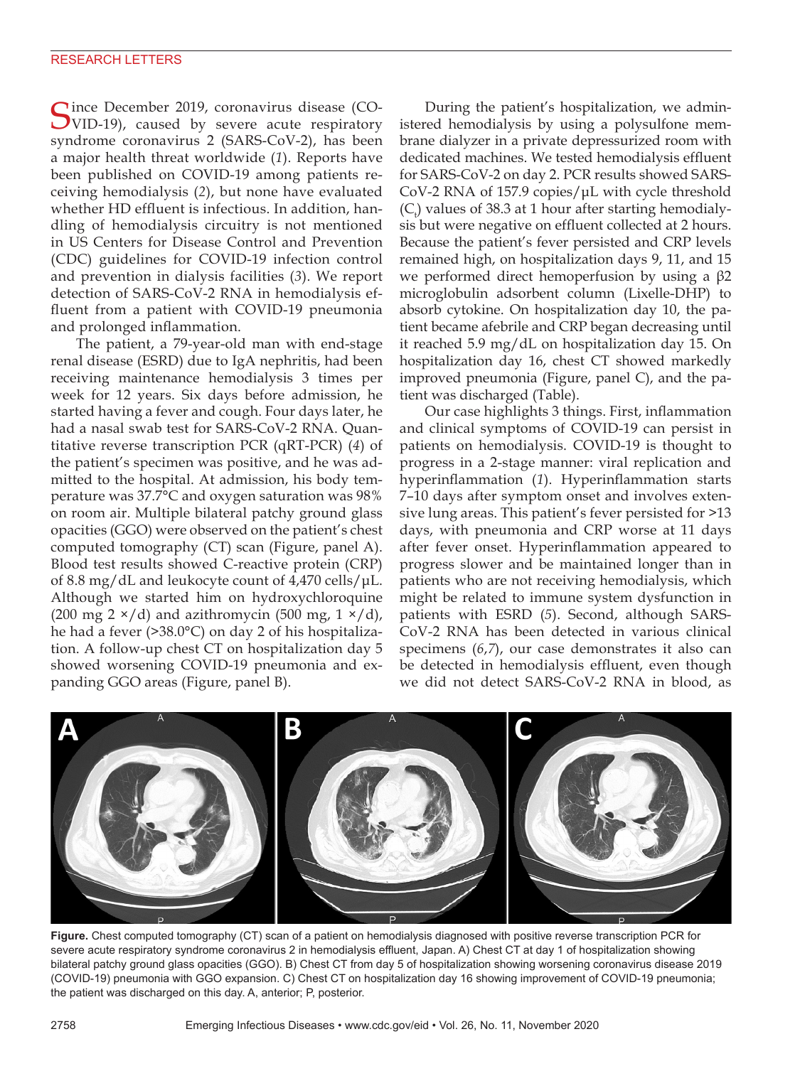Since December 2019, coronavirus disease (COVID-19), caused by severe acute respiratory syndrome coronavirus 2 (SARS-CoV-2), has been a major health threat worldwide (*1*). Reports have been published on COVID-19 among patients receiving hemodialysis (*2*), but none have evaluated whether HD effluent is infectious. In addition, handling of hemodialysis circuitry is not mentioned in US Centers for Disease Control and Prevention (CDC) guidelines for COVID-19 infection control and prevention in dialysis facilities (*3*). We report detection of SARS-CoV-2 RNA in hemodialysis effluent from a patient with COVID-19 pneumonia and prolonged inflammation.

The patient, a 79-year-old man with end-stage renal disease (ESRD) due to IgA nephritis, had been receiving maintenance hemodialysis 3 times per week for 12 years. Six days before admission, he started having a fever and cough. Four days later, he had a nasal swab test for SARS-CoV-2 RNA. Quantitative reverse transcription PCR (qRT-PCR) (*4*) of the patient's specimen was positive, and he was admitted to the hospital. At admission, his body temperature was 37.7°C and oxygen saturation was 98% on room air. Multiple bilateral patchy ground glass opacities (GGO) were observed on the patient's chest computed tomography (CT) scan (Figure, panel A). Blood test results showed C-reactive protein (CRP) of 8.8 mg/dL and leukocyte count of 4,470 cells/µL. Although we started him on hydroxychloroquine (200 mg 2 ×/d) and azithromycin (500 mg, 1 ×/d), he had a fever (>38.0°C) on day 2 of his hospitalization. A follow-up chest CT on hospitalization day 5 showed worsening COVID-19 pneumonia and expanding GGO areas (Figure, panel B).

During the patient's hospitalization, we administered hemodialysis by using a polysulfone membrane dialyzer in a private depressurized room with dedicated machines. We tested hemodialysis effluent for SARS-CoV-2 on day 2. PCR results showed SARS-CoV-2 RNA of 157.9 copies/µL with cycle threshold ($C_t$) values of 38.3 at 1 hour after starting hemodialysis but were negative on effluent collected at 2 hours. Because the patient's fever persisted and CRP levels remained high, on hospitalization days 9, 11, and 15 we performed direct hemoperfusion by using a β2 microglobulin adsorbent column (Lixelle-DHP) to absorb cytokine. On hospitalization day 10, the patient became afebrile and CRP began decreasing until it reached 5.9 mg/dL on hospitalization day 15. On hospitalization day 16, chest CT showed markedly improved pneumonia (Figure, panel C), and the patient was discharged (Table).

Our case highlights 3 things. First, inflammation and clinical symptoms of COVID-19 can persist in patients on hemodialysis. COVID-19 is thought to progress in a 2-stage manner: viral replication and hyperinflammation (*1*). Hyperinflammation starts 7–10 days after symptom onset and involves extensive lung areas. This patient's fever persisted for >13 days, with pneumonia and CRP worse at 11 days after fever onset. Hyperinflammation appeared to progress slower and be maintained longer than in patients who are not receiving hemodialysis, which might be related to immune system dysfunction in patients with ESRD (*5*). Second, although SARS-CoV-2 RNA has been detected in various clinical specimens (*6*,*7*), our case demonstrates it also can be detected in hemodialysis effluent, even though we did not detect SARS-CoV-2 RNA in blood, as

**Figure.** Chest computed tomography (CT) scan of a patient on hemodialysis diagnosed with positive reverse transcription PCR for severe acute respiratory syndrome coronavirus 2 in hemodialysis effluent, Japan. A) Chest CT at day 1 of hospitalization showing bilateral patchy ground glass opacities (GGO). B) Chest CT from day 5 of hospitalization showing worsening coronavirus disease 2019 (COVID-19) pneumonia with GGO expansion. C) Chest CT on hospitalization day 16 showing improvement of COVID-19 pneumonia; the patient was discharged on this day. A, anterior; P, posterior.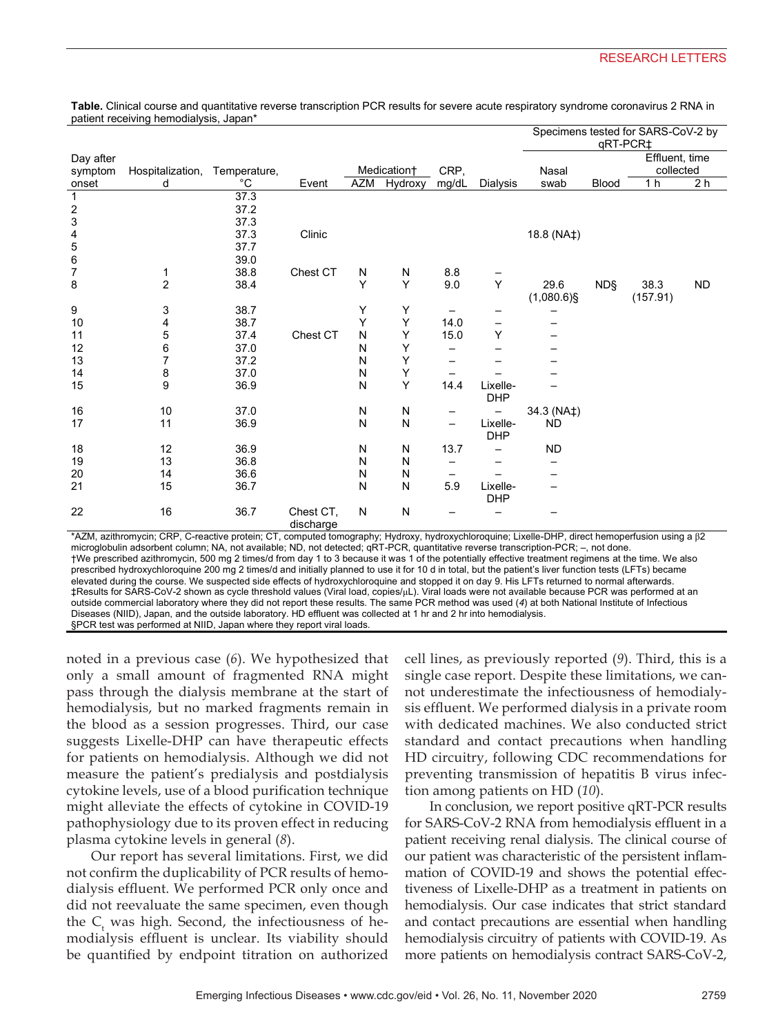**Table.** Clinical course and quantitative reverse transcription PCR results for severe acute respiratory syndrome coronavirus 2 RNA in patient receiving hemodialysis, Japan*

| Day after symptom onset | Hospitalization, d | Temperature, °C | Event | Medication† | | CRP, mg/dL | Dialysis | Specimens tested for SARS-CoV-2 by qRT-PCR‡ | | | |
|---|---|---|---|---|---|---|---|---|---|---|---|
| | | | | AZM | Hydroxy | | | Nasal swab | Blood | Effluent, time collected | |
| | | | | | | | | | | 1 h | 2 h |
| 1 | | 37.3 | | | | | | | | | |
| 2 | | 37.2 | | | | | | | | | |
| 3 | | 37.3 | | | | | | | | | |
| 4 | | 37.3 | Clinic | | | | | 18.8 (NA‡) | | | |
| 5 | | 37.7 | | | | | | | | | |
| 6 | | 39.0 | | | | | | | | | |
| 7 | 1 | 38.8 | Chest CT | N | N | 8.8 | – | | | | |
| 8 | 2 | 38.4 | | Y | Y | 9.0 | Y | 29.6 (1,080.6)§ | ND§ | 38.3 (157.91) | ND |
| 9 | 3 | 38.7 | | Y | Y | – | – | – | | | |
| 10 | 4 | 38.7 | | Y | Y | 14.0 | – | – | | | |
| 11 | 5 | 37.4 | Chest CT | N | Y | 15.0 | Y | – | | | |
| 12 | 6 | 37.0 | | N | Y | – | – | – | | | |
| 13 | 7 | 37.2 | | N | Y | – | – | – | | | |
| 14 | 8 | 37.0 | | N | Y | – | – | – | | | |
| 15 | 9 | 36.9 | | N | Y | 14.4 | Lixelle-DHP | – | | | |
| 16 | 10 | 37.0 | | N | N | – | – | 34.3 (NA‡) | | | |
| 17 | 11 | 36.9 | | N | N | – | Lixelle-DHP | ND | | | |
| 18 | 12 | 36.9 | | N | N | 13.7 | – | ND | | | |
| 19 | 13 | 36.8 | | N | N | – | – | – | | | |
| 20 | 14 | 36.6 | | N | N | – | – | – | | | |
| 21 | 15 | 36.7 | | N | N | 5.9 | Lixelle-DHP | – | | | |
| 22 | 16 | 36.7 | Chest CT, discharge | N | N | – | – | – | | | |

*AZM, azithromycin; CRP, C-reactive protein; CT, computed tomography; Hydroxy, hydroxychloroquine; Lixelle-DHP, direct hemoperfusion using a β2 microglobulin adsorbent column; NA, not available; ND, not detected; qRT-PCR, quantitative reverse transcription-PCR; –, not done.
†We prescribed azithromycin, 500 mg 2 times/d from day 1 to 3 because it was 1 of the potentially effective treatment regimens at the time. We also prescribed hydroxychloroquine 200 mg 2 times/d and initially planned to use it for 10 d in total, but the patient's liver function tests (LFTs) became elevated during the course. We suspected side effects of hydroxychloroquine and stopped it on day 9. His LFTs returned to normal afterwards.
‡Results for SARS-CoV-2 shown as cycle threshold values (Viral load, copies/μL). Viral loads were not available because PCR was performed at an outside commercial laboratory where they did not report these results. The same PCR method was used (*4*) at both National Institute of Infectious Diseases (NIID), Japan, and the outside laboratory. HD effluent was collected at 1 hr and 2 hr into hemodialysis.
§PCR test was performed at NIID, Japan where they report viral loads.

noted in a previous case (*6*). We hypothesized that only a small amount of fragmented RNA might pass through the dialysis membrane at the start of hemodialysis, but no marked fragments remain in the blood as a session progresses. Third, our case suggests Lixelle-DHP can have therapeutic effects for patients on hemodialysis. Although we did not measure the patient's predialysis and postdialysis cytokine levels, use of a blood purification technique might alleviate the effects of cytokine in COVID-19 pathophysiology due to its proven effect in reducing plasma cytokine levels in general (*8*).

Our report has several limitations. First, we did not confirm the duplicability of PCR results of hemodialysis effluent. We performed PCR only once and did not reevaluate the same specimen, even though the $C_t$ was high. Second, the infectiousness of hemodialysis effluent is unclear. Its viability should be quantified by endpoint titration on authorized cell lines, as previously reported (*9*). Third, this is a single case report. Despite these limitations, we cannot underestimate the infectiousness of hemodialysis effluent. We performed dialysis in a private room with dedicated machines. We also conducted strict standard and contact precautions when handling HD circuitry, following CDC recommendations for preventing transmission of hepatitis B virus infection among patients on HD (*10*).

In conclusion, we report positive qRT-PCR results for SARS-CoV-2 RNA from hemodialysis effluent in a patient receiving renal dialysis. The clinical course of our patient was characteristic of the persistent inflammation of COVID-19 and shows the potential effectiveness of Lixelle-DHP as a treatment in patients on hemodialysis. Our case indicates that strict standard and contact precautions are essential when handling hemodialysis circuitry of patients with COVID-19. As more patients on hemodialysis contract SARS-CoV-2,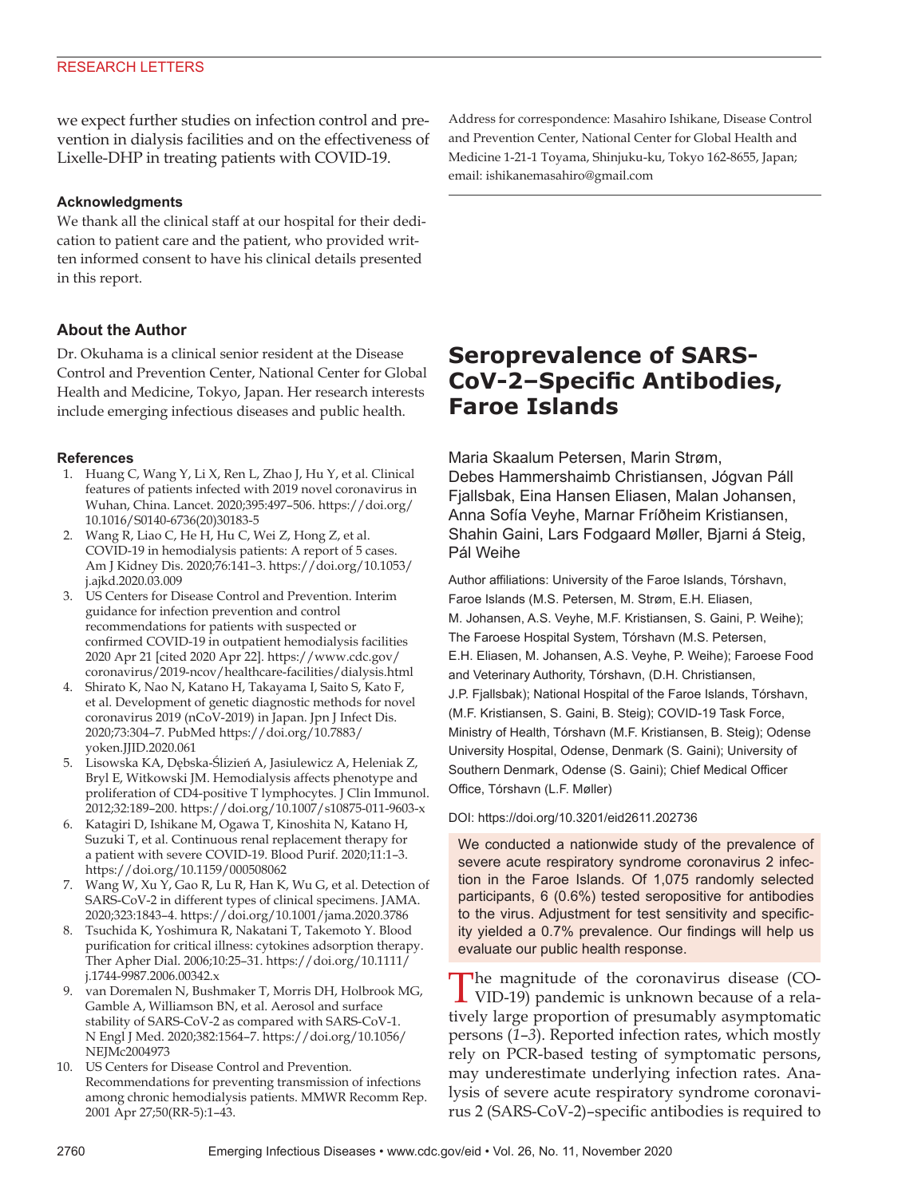we expect further studies on infection control and prevention in dialysis facilities and on the effectiveness of Lixelle-DHP in treating patients with COVID-19.

### Acknowledgments

We thank all the clinical staff at our hospital for their dedication to patient care and the patient, who provided written informed consent to have his clinical details presented in this report.

### About the Author

Dr. Okuhama is a clinical senior resident at the Disease Control and Prevention Center, National Center for Global Health and Medicine, Tokyo, Japan. Her research interests include emerging infectious diseases and public health.

### References

1. Huang C, Wang Y, Li X, Ren L, Zhao J, Hu Y, et al. Clinical features of patients infected with 2019 novel coronavirus in Wuhan, China. Lancet. 2020;395:497–506. https://doi.org/10.1016/S0140-6736(20)30183-5
2. Wang R, Liao C, He H, Hu C, Wei Z, Hong Z, et al. COVID-19 in hemodialysis patients: A report of 5 cases. Am J Kidney Dis. 2020;76:141–3. https://doi.org/10.1053/j.ajkd.2020.03.009
3. US Centers for Disease Control and Prevention. Interim guidance for infection prevention and control recommendations for patients with suspected or confirmed COVID-19 in outpatient hemodialysis facilities 2020 Apr 21 [cited 2020 Apr 22]. https://www.cdc.gov/coronavirus/2019-ncov/healthcare-facilities/dialysis.html
4. Shirato K, Nao N, Katano H, Takayama I, Saito S, Kato F, et al. Development of genetic diagnostic methods for novel coronavirus 2019 (nCoV-2019) in Japan. Jpn J Infect Dis. 2020;73:304–7. PubMed https://doi.org/10.7883/yoken.JJID.2020.061
5. Lisowska KA, Dębska-Ślizień A, Jasiulewicz A, Heleniak Z, Bryl E, Witkowski JM. Hemodialysis affects phenotype and proliferation of CD4-positive T lymphocytes. J Clin Immunol. 2012;32:189–200. https://doi.org/10.1007/s10875-011-9603-x
6. Katagiri D, Ishikane M, Ogawa T, Kinoshita N, Katano H, Suzuki T, et al. Continuous renal replacement therapy for a patient with severe COVID-19. Blood Purif. 2020;11:1–3. https://doi.org/10.1159/000508062
7. Wang W, Xu Y, Gao R, Lu R, Han K, Wu G, et al. Detection of SARS-CoV-2 in different types of clinical specimens. JAMA. 2020;323:1843–4. https://doi.org/10.1001/jama.2020.3786
8. Tsuchida K, Yoshimura R, Nakatani T, Takemoto Y. Blood purification for critical illness: cytokines adsorption therapy. Ther Apher Dial. 2006;10:25–31. https://doi.org/10.1111/j.1744-9987.2006.00342.x
9. van Doremalen N, Bushmaker T, Morris DH, Holbrook MG, Gamble A, Williamson BN, et al. Aerosol and surface stability of SARS-CoV-2 as compared with SARS-CoV-1. N Engl J Med. 2020;382:1564–7. https://doi.org/10.1056/NEJMc2004973
10. US Centers for Disease Control and Prevention. Recommendations for preventing transmission of infections among chronic hemodialysis patients. MMWR Recomm Rep. 2001 Apr 27;50(RR-5):1–43.

Address for correspondence: Masahiro Ishikane, Disease Control and Prevention Center, National Center for Global Health and Medicine 1-21-1 Toyama, Shinjuku-ku, Tokyo 162-8655, Japan; email: ishikanemasahiro@gmail.com

# Seroprevalence of SARS-CoV-2–Specific Antibodies, Faroe Islands

Maria Skaalum Petersen, Marin Strøm, Debes Hammershaimb Christiansen, Jógvan Páll Fjallsbak, Eina Hansen Eliasen, Malan Johansen, Anna Sofía Veyhe, Marnar Fríðheim Kristiansen, Shahin Gaini, Lars Fodgaard Møller, Bjarni á Steig, Pál Weihe

Author affiliations: University of the Faroe Islands, Tórshavn, Faroe Islands (M.S. Petersen, M. Strøm, E.H. Eliasen, M. Johansen, A.S. Veyhe, M.F. Kristiansen, S. Gaini, P. Weihe); The Faroese Hospital System, Tórshavn (M.S. Petersen, E.H. Eliasen, M. Johansen, A.S. Veyhe, P. Weihe); Faroese Food and Veterinary Authority, Tórshavn, (D.H. Christiansen, J.P. Fjallsbak); National Hospital of the Faroe Islands, Tórshavn, (M.F. Kristiansen, S. Gaini, B. Steig); COVID-19 Task Force, Ministry of Health, Tórshavn (M.F. Kristiansen, B. Steig); Odense University Hospital, Odense, Denmark (S. Gaini); University of Southern Denmark, Odense (S. Gaini); Chief Medical Officer Office, Tórshavn (L.F. Møller)

DOI: https://doi.org/10.3201/eid2611.202736

We conducted a nationwide study of the prevalence of severe acute respiratory syndrome coronavirus 2 infection in the Faroe Islands. Of 1,075 randomly selected participants, 6 (0.6%) tested seropositive for antibodies to the virus. Adjustment for test sensitivity and specificity yielded a 0.7% prevalence. Our findings will help us evaluate our public health response.

The magnitude of the coronavirus disease (COVID-19) pandemic is unknown because of a relatively large proportion of presumably asymptomatic persons (*1*–*3*). Reported infection rates, which mostly rely on PCR-based testing of symptomatic persons, may underestimate underlying infection rates. Analysis of severe acute respiratory syndrome coronavirus 2 (SARS-CoV-2)–specific antibodies is required to